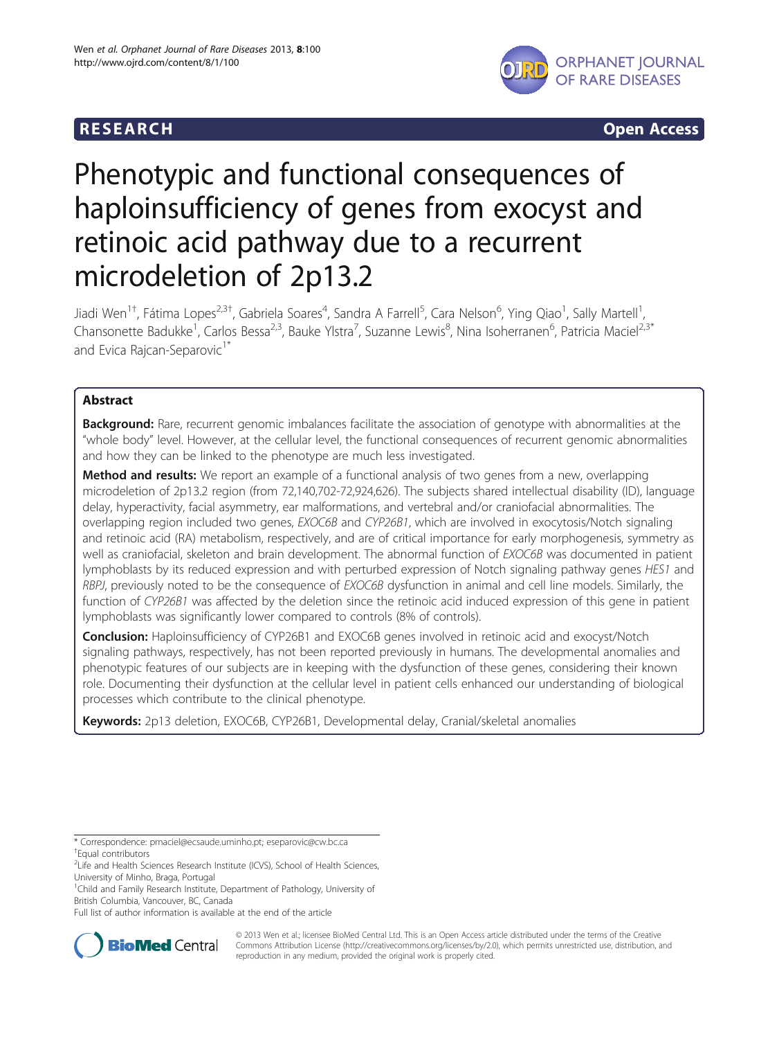RESEARCH Open Access

# Phenotypic and functional consequences of haploinsufficiency of genes from exocyst and retinoic acid pathway due to a recurrent microdeletion of 2p13.2

Jiadi Wen[1†], Fátima Lopes[2,3†], Gabriela Soares[4], Sandra A Farrell[5], Cara Nelson[6], Ying Qiao[1], Sally Martell[1], Chansonette Badukke[1], Carlos Bessa[2,3], Bauke Ylstra[7], Suzanne Lewis[8], Nina Isoherranen[6], Patricia Maciel[2,3*] and Evica Rajcan-Separovic[1*]

## Abstract

**Background:** Rare, recurrent genomic imbalances facilitate the association of genotype with abnormalities at the "whole body" level. However, at the cellular level, the functional consequences of recurrent genomic abnormalities and how they can be linked to the phenotype are much less investigated.

**Method and results:** We report an example of a functional analysis of two genes from a new, overlapping microdeletion of 2p13.2 region (from 72,140,702-72,924,626). The subjects shared intellectual disability (ID), language delay, hyperactivity, facial asymmetry, ear malformations, and vertebral and/or craniofacial abnormalities. The overlapping region included two genes, *EXOC6B* and *CYP26B1*, which are involved in exocytosis/Notch signaling and retinoic acid (RA) metabolism, respectively, and are of critical importance for early morphogenesis, symmetry as well as craniofacial, skeleton and brain development. The abnormal function of *EXOC6B* was documented in patient lymphoblasts by its reduced expression and with perturbed expression of Notch signaling pathway genes *HES1* and *RBPJ*, previously noted to be the consequence of *EXOC6B* dysfunction in animal and cell line models. Similarly, the function of *CYP26B1* was affected by the deletion since the retinoic acid induced expression of this gene in patient lymphoblasts was significantly lower compared to controls (8% of controls).

**Conclusion:** Haploinsufficiency of CYP26B1 and EXOC6B genes involved in retinoic acid and exocyst/Notch signaling pathways, respectively, has not been reported previously in humans. The developmental anomalies and phenotypic features of our subjects are in keeping with the dysfunction of these genes, considering their known role. Documenting their dysfunction at the cellular level in patient cells enhanced our understanding of biological processes which contribute to the clinical phenotype.

**Keywords:** 2p13 deletion, EXOC6B, CYP26B1, Developmental delay, Cranial/skeletal anomalies

---

* Correspondence: pmaciel@ecsaude.uminho.pt; eseparovic@cw.bc.ca
†Equal contributors
[2]Life and Health Sciences Research Institute (ICVS), School of Health Sciences, University of Minho, Braga, Portugal
[1]Child and Family Research Institute, Department of Pathology, University of British Columbia, Vancouver, BC, Canada
Full list of author information is available at the end of the article

© 2013 Wen et al.; licensee BioMed Central Ltd. This is an Open Access article distributed under the terms of the Creative Commons Attribution License (http://creativecommons.org/licenses/by/2.0), which permits unrestricted use, distribution, and reproduction in any medium, provided the original work is properly cited.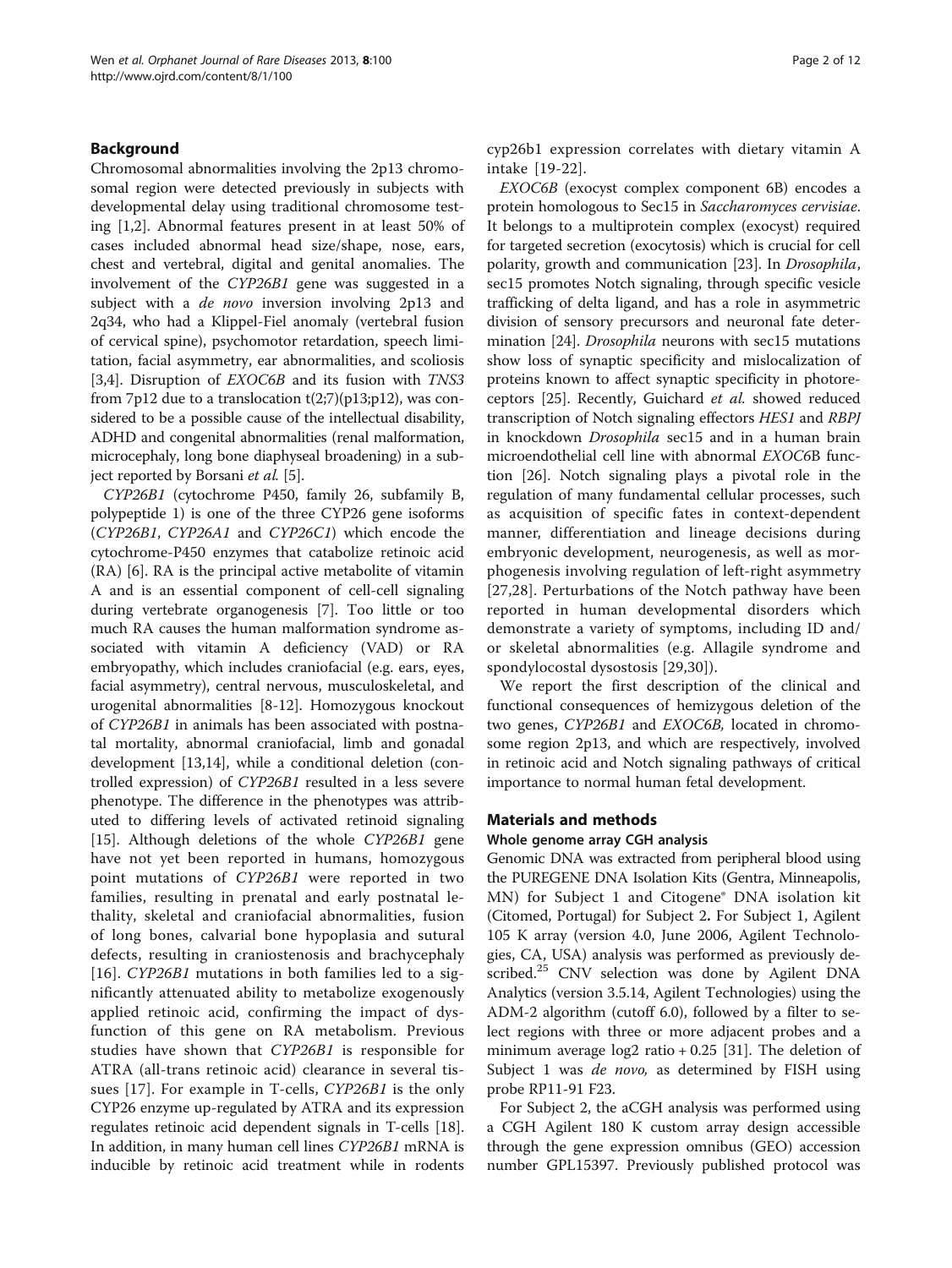## Background

Chromosomal abnormalities involving the 2p13 chromosomal region were detected previously in subjects with developmental delay using traditional chromosome testing [1,2]. Abnormal features present in at least 50% of cases included abnormal head size/shape, nose, ears, chest and vertebral, digital and genital anomalies. The involvement of the *CYP26B1* gene was suggested in a subject with a *de novo* inversion involving 2p13 and 2q34, who had a Klippel-Fiel anomaly (vertebral fusion of cervical spine), psychomotor retardation, speech limitation, facial asymmetry, ear abnormalities, and scoliosis [3,4]. Disruption of *EXOC6B* and its fusion with *TNS3* from 7p12 due to a translocation t(2;7)(p13;p12), was considered to be a possible cause of the intellectual disability, ADHD and congenital abnormalities (renal malformation, microcephaly, long bone diaphyseal broadening) in a subject reported by Borsani *et al.* [5].

*CYP26B1* (cytochrome P450, family 26, subfamily B, polypeptide 1) is one of the three CYP26 gene isoforms (*CYP26B1*, *CYP26A1* and *CYP26C1*) which encode the cytochrome-P450 enzymes that catabolize retinoic acid (RA) [6]. RA is the principal active metabolite of vitamin A and is an essential component of cell-cell signaling during vertebrate organogenesis [7]. Too little or too much RA causes the human malformation syndrome associated with vitamin A deficiency (VAD) or RA embryopathy, which includes craniofacial (e.g. ears, eyes, facial asymmetry), central nervous, musculoskeletal, and urogenital abnormalities [8-12]. Homozygous knockout of *CYP26B1* in animals has been associated with postnatal mortality, abnormal craniofacial, limb and gonadal development [13,14], while a conditional deletion (controlled expression) of *CYP26B1* resulted in a less severe phenotype. The difference in the phenotypes was attributed to differing levels of activated retinoid signaling [15]. Although deletions of the whole *CYP26B1* gene have not yet been reported in humans, homozygous point mutations of *CYP26B1* were reported in two families, resulting in prenatal and early postnatal lethality, skeletal and craniofacial abnormalities, fusion of long bones, calvarial bone hypoplasia and sutural defects, resulting in craniostenosis and brachycephaly [16]. *CYP26B1* mutations in both families led to a significantly attenuated ability to metabolize exogenously applied retinoic acid, confirming the impact of dysfunction of this gene on RA metabolism. Previous studies have shown that *CYP26B1* is responsible for ATRA (all-trans retinoic acid) clearance in several tissues [17]. For example in T-cells, *CYP26B1* is the only CYP26 enzyme up-regulated by ATRA and its expression regulates retinoic acid dependent signals in T-cells [18]. In addition, in many human cell lines *CYP26B1* mRNA is inducible by retinoic acid treatment while in rodents cyp26b1 expression correlates with dietary vitamin A intake [19-22].

*EXOC6B* (exocyst complex component 6B) encodes a protein homologous to Sec15 in *Saccharomyces cervisiae*. It belongs to a multiprotein complex (exocyst) required for targeted secretion (exocytosis) which is crucial for cell polarity, growth and communication [23]. In *Drosophila*, sec15 promotes Notch signaling, through specific vesicle trafficking of delta ligand, and has a role in asymmetric division of sensory precursors and neuronal fate determination [24]. *Drosophila* neurons with sec15 mutations show loss of synaptic specificity and mislocalization of proteins known to affect synaptic specificity in photoreceptors [25]. Recently, Guichard *et al.* showed reduced transcription of Notch signaling effectors *HES1* and *RBPJ* in knockdown *Drosophila* sec15 and in a human brain microendothelial cell line with abnormal *EXOC6*B function [26]. Notch signaling plays a pivotal role in the regulation of many fundamental cellular processes, such as acquisition of specific fates in context-dependent manner, differentiation and lineage decisions during embryonic development, neurogenesis, as well as morphogenesis involving regulation of left-right asymmetry [27,28]. Perturbations of the Notch pathway have been reported in human developmental disorders which demonstrate a variety of symptoms, including ID and/or skeletal abnormalities (e.g. Allagile syndrome and spondylocostal dysostosis [29,30]).

We report the first description of the clinical and functional consequences of hemizygous deletion of the two genes, *CYP26B1* and *EXOC6B*, located in chromosome region 2p13, and which are respectively, involved in retinoic acid and Notch signaling pathways of critical importance to normal human fetal development.

## Materials and methods

### Whole genome array CGH analysis

Genomic DNA was extracted from peripheral blood using the PUREGENE DNA Isolation Kits (Gentra, Minneapolis, MN) for Subject 1 and Citogene® DNA isolation kit (Citomed, Portugal) for Subject 2. For Subject 1, Agilent 105 K array (version 4.0, June 2006, Agilent Technologies, CA, USA) analysis was performed as previously described.[25] CNV selection was done by Agilent DNA Analytics (version 3.5.14, Agilent Technologies) using the ADM-2 algorithm (cutoff 6.0), followed by a filter to select regions with three or more adjacent probes and a minimum average log2 ratio + 0.25 [31]. The deletion of Subject 1 was *de novo,* as determined by FISH using probe RP11-91 F23.

For Subject 2, the aCGH analysis was performed using a CGH Agilent 180 K custom array design accessible through the gene expression omnibus (GEO) accession number GPL15397. Previously published protocol was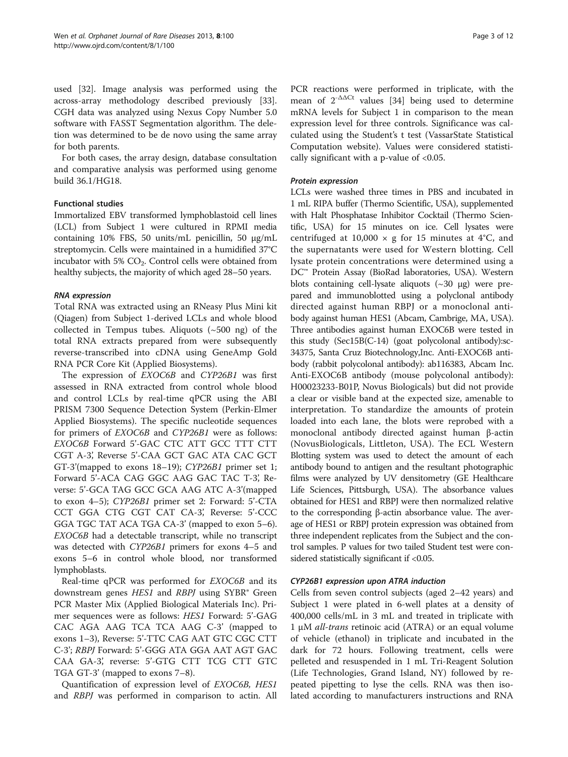used [32]. Image analysis was performed using the across-array methodology described previously [33]. CGH data was analyzed using Nexus Copy Number 5.0 software with FASST Segmentation algorithm. The deletion was determined to be de novo using the same array for both parents.

For both cases, the array design, database consultation and comparative analysis was performed using genome build 36.1/HG18.

### Functional studies

Immortalized EBV transformed lymphoblastoid cell lines (LCL) from Subject 1 were cultured in RPMI media containing 10% FBS, 50 units/mL penicillin, 50 μg/mL streptomycin. Cells were maintained in a humidified 37°C incubator with 5% $CO_2$. Control cells were obtained from healthy subjects, the majority of which aged 28–50 years.

#### *RNA expression*

Total RNA was extracted using an RNeasy Plus Mini kit (Qiagen) from Subject 1-derived LCLs and whole blood collected in Tempus tubes. Aliquots (~500 ng) of the total RNA extracts prepared from were subsequently reverse-transcribed into cDNA using GeneAmp Gold RNA PCR Core Kit (Applied Biosystems).

The expression of *EXOC6B* and *CYP26B1* was first assessed in RNA extracted from control whole blood and control LCLs by real-time qPCR using the ABI PRISM 7300 Sequence Detection System (Perkin-Elmer Applied Biosystems). The specific nucleotide sequences for primers of *EXOC6B* and *CYP26B1* were as follows: *EXOC6B* Forward 5'-GAC CTC ATT GCC TTT CTT CGT A-3', Reverse 5'-CAA GCT GAC ATA CAC GCT GT-3'(mapped to exons 18–19); *CYP26B1* primer set 1; Forward 5'-ACA CAG GGC AAG GAC TAC T-3', Reverse: 5'-GCA TAG GCC GCA AAG ATC A-3'(mapped to exon 4–5); *CYP26B1* primer set 2: Forward: 5'-CTA CCT GGA CTG CGT CAT CA-3', Reverse: 5'-CCC GGA TGC TAT ACA TGA CA-3' (mapped to exon 5–6). *EXOC6B* had a detectable transcript, while no transcript was detected with *CYP26B1* primers for exons 4–5 and exons 5–6 in control whole blood, nor transformed lymphoblasts.

Real-time qPCR was performed for *EXOC6B* and its downstream genes *HES1* and *RBPJ* using SYBR® Green PCR Master Mix (Applied Biological Materials Inc). Primer sequences were as follows: *HES1* Forward: 5'-GAG CAC AGA AAG TCA TCA AAG C-3' (mapped to exons 1–3), Reverse: 5'-TTC CAG AAT GTC CGC CTT C-3'; *RBPJ* Forward: 5'-GGG ATA GGA AAT AGT GAC CAA GA-3', reverse: 5'-GTG CTT TCG CTT GTC TGA GT-3' (mapped to exons 7–8).

Quantification of expression level of *EXOC6B, HES1* and *RBPJ* was performed in comparison to actin. All PCR reactions were performed in triplicate, with the mean of $2^{-\Delta\Delta Ct}$ values [34] being used to determine mRNA levels for Subject 1 in comparison to the mean expression level for three controls. Significance was calculated using the Student's t test (VassarState Statistical Computation website). Values were considered statistically significant with a p-value of <0.05.

#### *Protein expression*

LCLs were washed three times in PBS and incubated in 1 mL RIPA buffer (Thermo Scientific, USA), supplemented with Halt Phosphatase Inhibitor Cocktail (Thermo Scientific, USA) for 15 minutes on ice. Cell lysates were centrifuged at 10,000 × g for 15 minutes at 4°C, and the supernatants were used for Western blotting. Cell lysate protein concentrations were determined using a DC™ Protein Assay (BioRad laboratories, USA). Western blots containing cell-lysate aliquots (~30 μg) were prepared and immunoblotted using a polyclonal antibody directed against human RBPJ or a monoclonal antibody against human HES1 (Abcam, Cambrige, MA, USA). Three antibodies against human EXOC6B were tested in this study (Sec15B(C-14) (goat polycolonal antibody):sc-34375, Santa Cruz Biotechnology,Inc. Anti-EXOC6B antibody (rabbit polycolonal antibody): ab116383, Abcam Inc. Anti-EXOC6B antibody (mouse polycolonal antibody): H00023233-B01P, Novus Biologicals) but did not provide a clear or visible band at the expected size, amenable to interpretation. To standardize the amounts of protein loaded into each lane, the blots were reprobed with a monoclonal antibody directed against human β-actin (NovusBiologicals, Littleton, USA). The ECL Western Blotting system was used to detect the amount of each antibody bound to antigen and the resultant photographic films were analyzed by UV densitometry (GE Healthcare Life Sciences, Pittsburgh, USA). The absorbance values obtained for HES1 and RBPJ were then normalized relative to the corresponding β-actin absorbance value. The average of HES1 or RBPJ protein expression was obtained from three independent replicates from the Subject and the control samples. P values for two tailed Student test were considered statistically significant if <0.05.

#### *CYP26B1 expression upon ATRA induction*

Cells from seven control subjects (aged 2–42 years) and Subject 1 were plated in 6-well plates at a density of 400,000 cells/mL in 3 mL and treated in triplicate with 1 μM *all-trans* retinoic acid (ATRA) or an equal volume of vehicle (ethanol) in triplicate and incubated in the dark for 72 hours. Following treatment, cells were pelleted and resuspended in 1 mL Tri-Reagent Solution (Life Technologies, Grand Island, NY) followed by repeated pipetting to lyse the cells. RNA was then isolated according to manufacturers instructions and RNA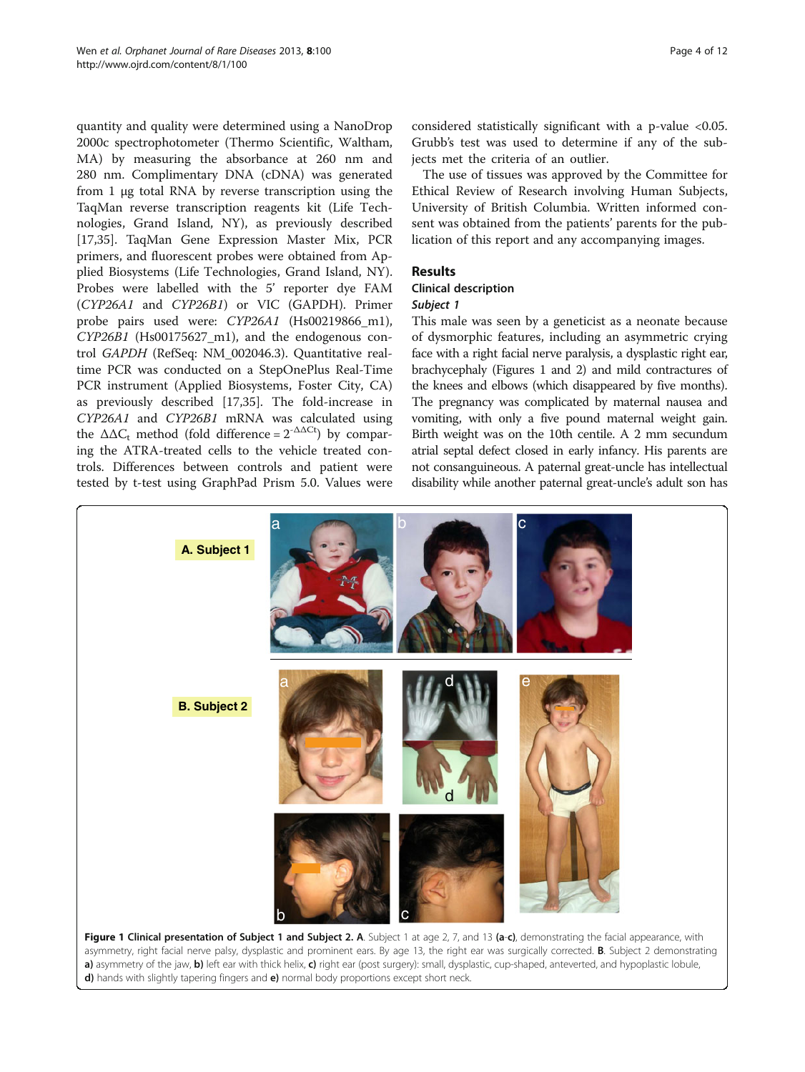quantity and quality were determined using a NanoDrop 2000c spectrophotometer (Thermo Scientific, Waltham, MA) by measuring the absorbance at 260 nm and 280 nm. Complimentary DNA (cDNA) was generated from 1 μg total RNA by reverse transcription using the TaqMan reverse transcription reagents kit (Life Technologies, Grand Island, NY), as previously described [17,35]. TaqMan Gene Expression Master Mix, PCR primers, and fluorescent probes were obtained from Applied Biosystems (Life Technologies, Grand Island, NY). Probes were labelled with the 5' reporter dye FAM (*CYP26A1* and *CYP26B1*) or VIC (GAPDH). Primer probe pairs used were: *CYP26A1* (Hs00219866_m1), *CYP26B1* (Hs00175627_m1), and the endogenous control *GAPDH* (RefSeq: NM_002046.3). Quantitative real-time PCR was conducted on a StepOnePlus Real-Time PCR instrument (Applied Biosystems, Foster City, CA) as previously described [17,35]. The fold-increase in *CYP26A1* and *CYP26B1* mRNA was calculated using the $\Delta\Delta C_t$ method (fold difference = $2^{-\Delta\Delta Ct}$) by comparing the ATRA-treated cells to the vehicle treated controls. Differences between controls and patient were tested by t-test using GraphPad Prism 5.0. Values were considered statistically significant with a p-value <0.05. Grubb's test was used to determine if any of the subjects met the criteria of an outlier.

The use of tissues was approved by the Committee for Ethical Review of Research involving Human Subjects, University of British Columbia. Written informed consent was obtained from the patients' parents for the publication of this report and any accompanying images.

## Results

### Clinical description

#### *Subject 1*

This male was seen by a geneticist as a neonate because of dysmorphic features, including an asymmetric crying face with a right facial nerve paralysis, a dysplastic right ear, brachycephaly (Figures 1 and 2) and mild contractures of the knees and elbows (which disappeared by five months). The pregnancy was complicated by maternal nausea and vomiting, with only a five pound maternal weight gain. Birth weight was on the 10th centile. A 2 mm secundum atrial septal defect closed in early infancy. His parents are not consanguineous. A paternal great-uncle has intellectual disability while another paternal great-uncle's adult son has

**Figure 1 Clinical presentation of Subject 1 and Subject 2. A**. Subject 1 at age 2, 7, and 13 **(a-c)**, demonstrating the facial appearance, with asymmetry, right facial nerve palsy, dysplastic and prominent ears. By age 13, the right ear was surgically corrected. **B**. Subject 2 demonstrating **a)** asymmetry of the jaw, **b)** left ear with thick helix, **c)** right ear (post surgery): small, dysplastic, cup-shaped, anteverted, and hypoplastic lobule, **d)** hands with slightly tapering fingers and **e)** normal body proportions except short neck.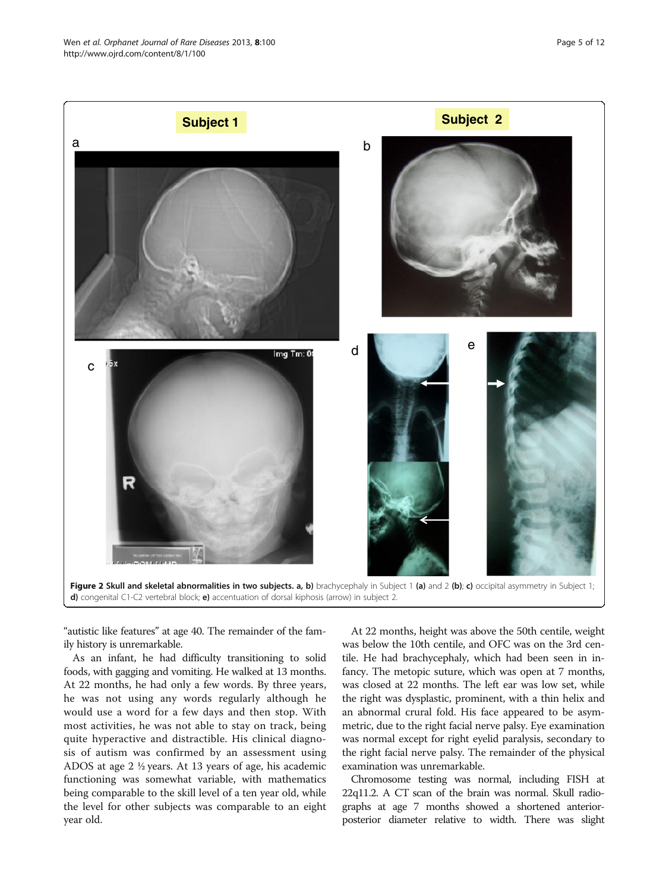**Figure 2 Skull and skeletal abnormalities in two subjects. a, b)** brachycephaly in Subject 1 **(a)** and 2 **(b)**; **c)** occipital asymmetry in Subject 1; **d)** congenital C1-C2 vertebral block; **e)** accentuation of dorsal kiphosis (arrow) in subject 2.

"autistic like features" at age 40. The remainder of the family history is unremarkable.

As an infant, he had difficulty transitioning to solid foods, with gagging and vomiting. He walked at 13 months. At 22 months, he had only a few words. By three years, he was not using any words regularly although he would use a word for a few days and then stop. With most activities, he was not able to stay on track, being quite hyperactive and distractible. His clinical diagnosis of autism was confirmed by an assessment using ADOS at age 2 ½ years. At 13 years of age, his academic functioning was somewhat variable, with mathematics being comparable to the skill level of a ten year old, while the level for other subjects was comparable to an eight year old.

At 22 months, height was above the 50th centile, weight was below the 10th centile, and OFC was on the 3rd centile. He had brachycephaly, which had been seen in infancy. The metopic suture, which was open at 7 months, was closed at 22 months. The left ear was low set, while the right was dysplastic, prominent, with a thin helix and an abnormal crural fold. His face appeared to be asymmetric, due to the right facial nerve palsy. Eye examination was normal except for right eyelid paralysis, secondary to the right facial nerve palsy. The remainder of the physical examination was unremarkable.

Chromosome testing was normal, including FISH at 22q11.2. A CT scan of the brain was normal. Skull radiographs at age 7 months showed a shortened anterior-posterior diameter relative to width. There was slight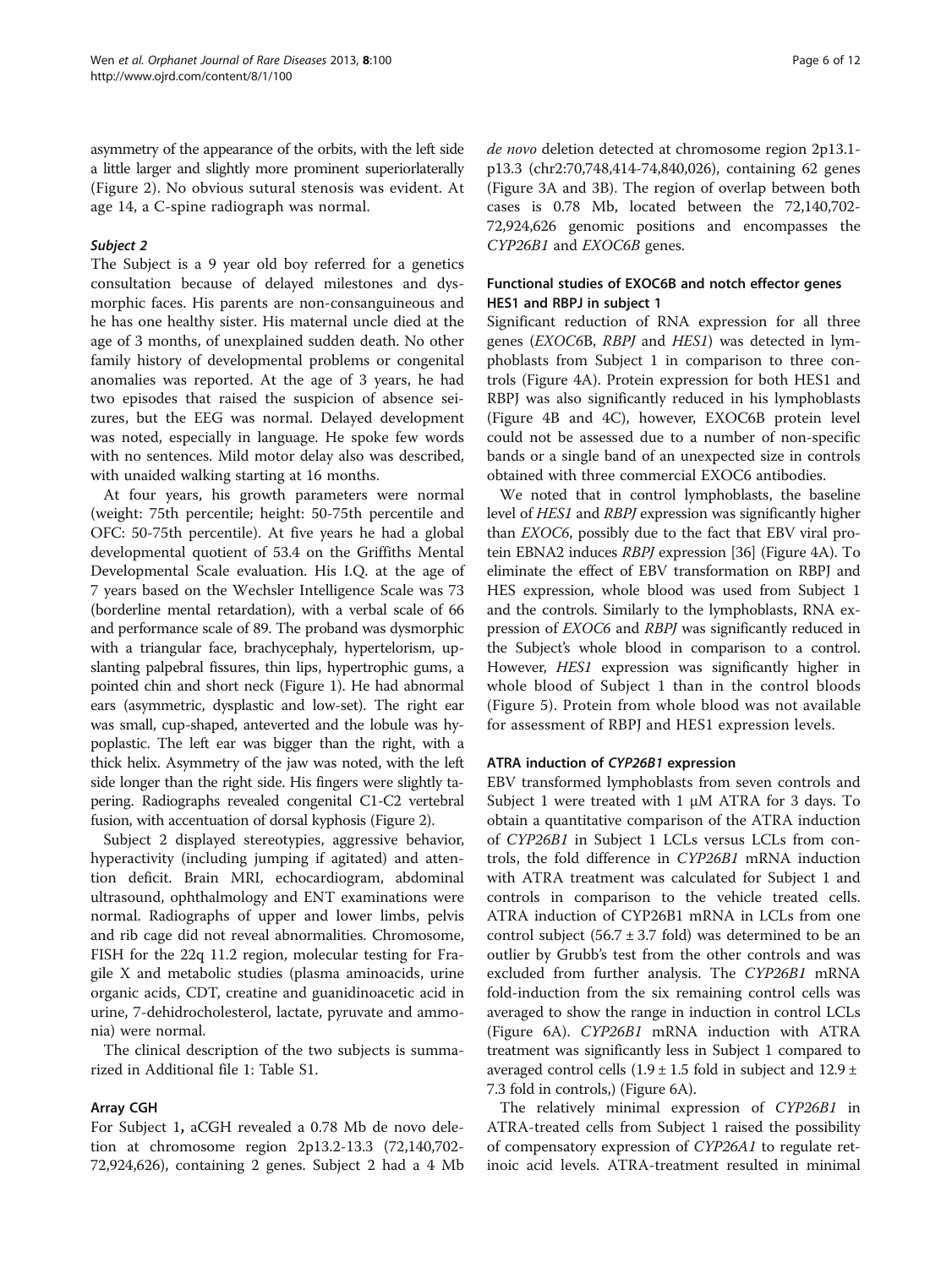asymmetry of the appearance of the orbits, with the left side a little larger and slightly more prominent superiorlaterally (Figure 2). No obvious sutural stenosis was evident. At age 14, a C-spine radiograph was normal.

#### *Subject 2*

The Subject is a 9 year old boy referred for a genetics consultation because of delayed milestones and dysmorphic faces. His parents are non-consanguineous and he has one healthy sister. His maternal uncle died at the age of 3 months, of unexplained sudden death. No other family history of developmental problems or congenital anomalies was reported. At the age of 3 years, he had two episodes that raised the suspicion of absence seizures, but the EEG was normal. Delayed development was noted, especially in language. He spoke few words with no sentences. Mild motor delay also was described, with unaided walking starting at 16 months.

At four years, his growth parameters were normal (weight: 75th percentile; height: 50-75th percentile and OFC: 50-75th percentile). At five years he had a global developmental quotient of 53.4 on the Griffiths Mental Developmental Scale evaluation. His I.Q. at the age of 7 years based on the Wechsler Intelligence Scale was 73 (borderline mental retardation), with a verbal scale of 66 and performance scale of 89. The proband was dysmorphic with a triangular face, brachycephaly, hypertelorism, upslanting palpebral fissures, thin lips, hypertrophic gums, a pointed chin and short neck (Figure 1). He had abnormal ears (asymmetric, dysplastic and low-set). The right ear was small, cup-shaped, anteverted and the lobule was hypoplastic. The left ear was bigger than the right, with a thick helix. Asymmetry of the jaw was noted, with the left side longer than the right side. His fingers were slightly tapering. Radiographs revealed congenital C1-C2 vertebral fusion, with accentuation of dorsal kyphosis (Figure 2).

Subject 2 displayed stereotypies, aggressive behavior, hyperactivity (including jumping if agitated) and attention deficit. Brain MRI, echocardiogram, abdominal ultrasound, ophthalmology and ENT examinations were normal. Radiographs of upper and lower limbs, pelvis and rib cage did not reveal abnormalities. Chromosome, FISH for the 22q 11.2 region, molecular testing for Fragile X and metabolic studies (plasma aminoacids, urine organic acids, CDT, creatine and guanidinoacetic acid in urine, 7-dehidrocholesterol, lactate, pyruvate and ammonia) were normal.

The clinical description of the two subjects is summarized in Additional file 1: Table S1.

### Array CGH

For Subject 1**,** aCGH revealed a 0.78 Mb de novo deletion at chromosome region 2p13.2-13.3 (72,140,702-72,924,626), containing 2 genes. Subject 2 had a 4 Mb *de novo* deletion detected at chromosome region 2p13.1-p13.3 (chr2:70,748,414-74,840,026), containing 62 genes (Figure 3A and 3B). The region of overlap between both cases is 0.78 Mb, located between the 72,140,702-72,924,626 genomic positions and encompasses the *CYP26B1* and *EXOC6B* genes.

### Functional studies of EXOC6B and notch effector genes HES1 and RBPJ in subject 1

Significant reduction of RNA expression for all three genes (*EXOC6*B, *RBPJ* and *HES1*) was detected in lymphoblasts from Subject 1 in comparison to three controls (Figure 4A). Protein expression for both HES1 and RBPJ was also significantly reduced in his lymphoblasts (Figure 4B and 4C), however, EXOC6B protein level could not be assessed due to a number of non-specific bands or a single band of an unexpected size in controls obtained with three commercial EXOC6 antibodies.

We noted that in control lymphoblasts, the baseline level of *HES1* and *RBPJ* expression was significantly higher than *EXOC6*, possibly due to the fact that EBV viral protein EBNA2 induces *RBPJ* expression [36] (Figure 4A). To eliminate the effect of EBV transformation on RBPJ and HES expression, whole blood was used from Subject 1 and the controls. Similarly to the lymphoblasts, RNA expression of *EXOC6* and *RBPJ* was significantly reduced in the Subject's whole blood in comparison to a control. However, *HES1* expression was significantly higher in whole blood of Subject 1 than in the control bloods (Figure 5). Protein from whole blood was not available for assessment of RBPJ and HES1 expression levels.

### ATRA induction of *CYP26B1* expression

EBV transformed lymphoblasts from seven controls and Subject 1 were treated with 1 μM ATRA for 3 days. To obtain a quantitative comparison of the ATRA induction of *CYP26B1* in Subject 1 LCLs versus LCLs from controls, the fold difference in *CYP26B1* mRNA induction with ATRA treatment was calculated for Subject 1 and controls in comparison to the vehicle treated cells. ATRA induction of CYP26B1 mRNA in LCLs from one control subject ($56.7 \pm 3.7$ fold) was determined to be an outlier by Grubb's test from the other controls and was excluded from further analysis. The *CYP26B1* mRNA fold-induction from the six remaining control cells was averaged to show the range in induction in control LCLs (Figure 6A). *CYP26B1* mRNA induction with ATRA treatment was significantly less in Subject 1 compared to averaged control cells ($1.9 \pm 1.5$ fold in subject and $12.9 \pm 7.3$ fold in controls,) (Figure 6A).

The relatively minimal expression of *CYP26B1* in ATRA-treated cells from Subject 1 raised the possibility of compensatory expression of *CYP26A1* to regulate retinoic acid levels. ATRA-treatment resulted in minimal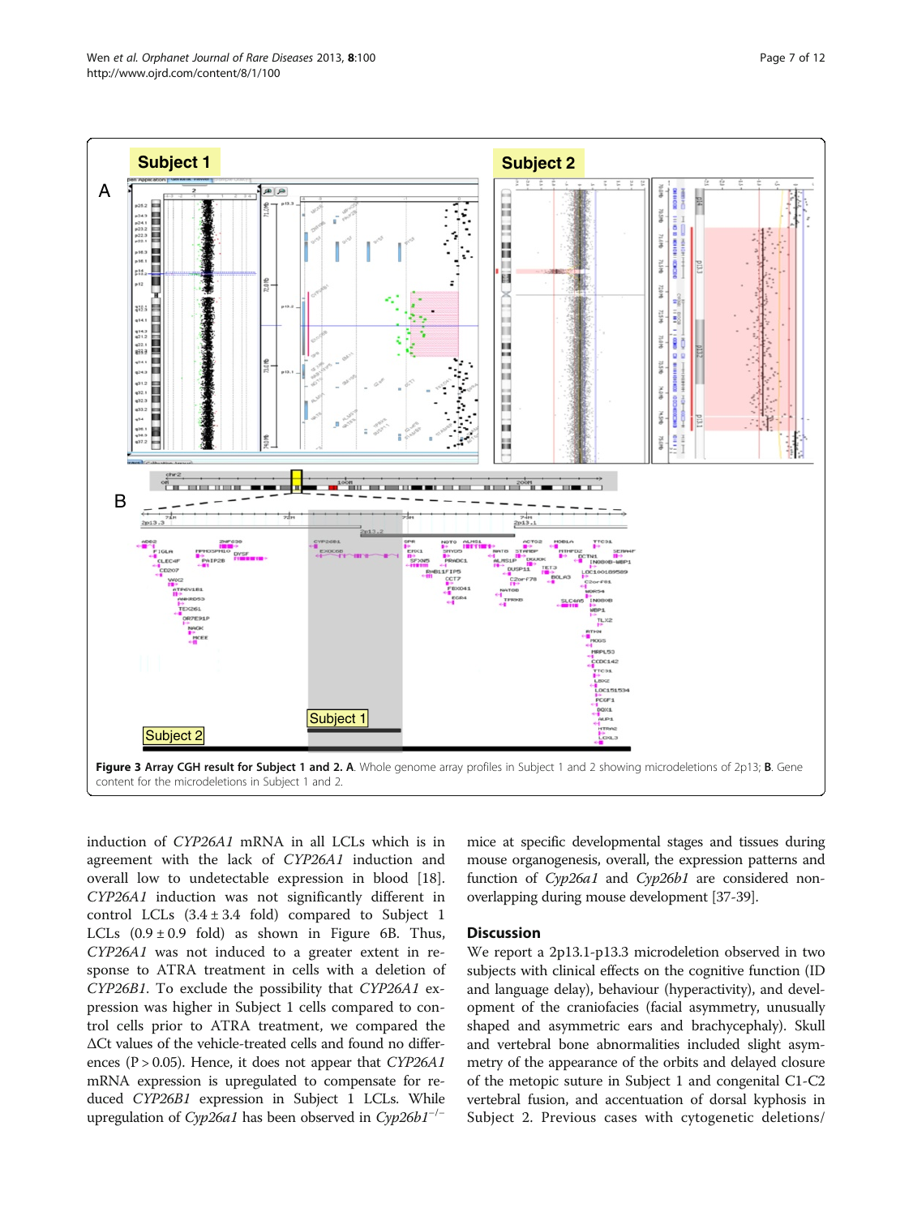**Figure 3 Array CGH result for Subject 1 and 2. A**. Whole genome array profiles in Subject 1 and 2 showing microdeletions of 2p13; **B**. Gene content for the microdeletions in Subject 1 and 2.

induction of *CYP26A1* mRNA in all LCLs which is in agreement with the lack of *CYP26A1* induction and overall low to undetectable expression in blood [18]. *CYP26A1* induction was not significantly different in control LCLs (3.4 ± 3.4 fold) compared to Subject 1 LCLs (0.9 ± 0.9 fold) as shown in Figure 6B. Thus, *CYP26A1* was not induced to a greater extent in response to ATRA treatment in cells with a deletion of *CYP26B1*. To exclude the possibility that *CYP26A1* expression was higher in Subject 1 cells compared to control cells prior to ATRA treatment, we compared the ΔCt values of the vehicle-treated cells and found no differences ($P > 0.05$). Hence, it does not appear that *CYP26A1* mRNA expression is upregulated to compensate for reduced *CYP26B1* expression in Subject 1 LCLs. While upregulation of *Cyp26a1* has been observed in *Cyp26b1*$^{-/-}$ mice at specific developmental stages and tissues during mouse organogenesis, overall, the expression patterns and function of *Cyp26a1* and *Cyp26b1* are considered non-overlapping during mouse development [37-39].

## Discussion

We report a 2p13.1-p13.3 microdeletion observed in two subjects with clinical effects on the cognitive function (ID and language delay), behaviour (hyperactivity), and development of the craniofacies (facial asymmetry, unusually shaped and asymmetric ears and brachycephaly). Skull and vertebral bone abnormalities included slight asymmetry of the appearance of the orbits and delayed closure of the metopic suture in Subject 1 and congenital C1-C2 vertebral fusion, and accentuation of dorsal kyphosis in Subject 2. Previous cases with cytogenetic deletions/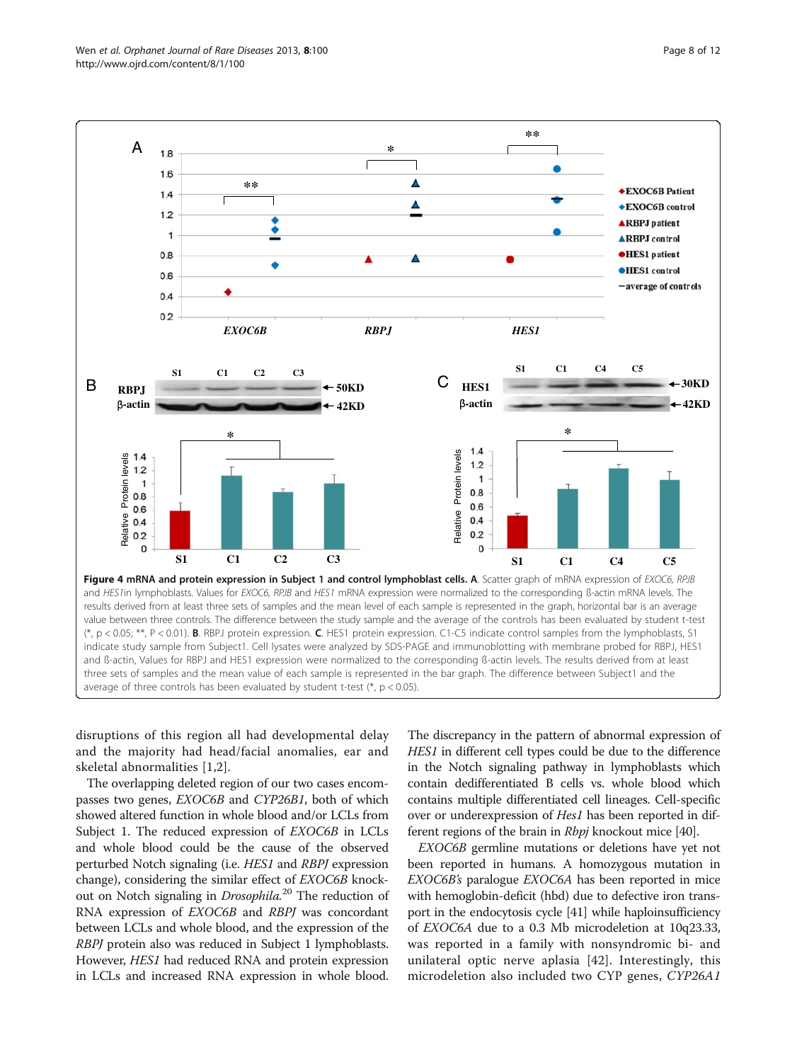**Figure 4 mRNA and protein expression in Subject 1 and control lymphoblast cells. A**. Scatter graph of mRNA expression of *EXOC6, RPJB* and *HES1*in lymphoblasts. Values for *EXOC6, RPJB* and *HES1* mRNA expression were normalized to the corresponding ß-actin mRNA levels. The results derived from at least three sets of samples and the mean level of each sample is represented in the graph, horizontal bar is an average value between three controls. The difference between the study sample and the average of the controls has been evaluated by student t-test (*, p < 0.05; **, P < 0.01). **B**. RBPJ protein expression. **C**. HES1 protein expression. C1-C5 indicate control samples from the lymphoblasts, S1 indicate study sample from Subject1. Cell lysates were analyzed by SDS-PAGE and immunoblotting with membrane probed for RBPJ, HES1 and ß-actin, Values for RBPJ and HES1 expression were normalized to the corresponding ß-actin levels. The results derived from at least three sets of samples and the mean value of each sample is represented in the bar graph. The difference between Subject1 and the average of three controls has been evaluated by student t-test (*, p < 0.05).

disruptions of this region all had developmental delay and the majority had head/facial anomalies, ear and skeletal abnormalities [1,2].

The overlapping deleted region of our two cases encompasses two genes, *EXOC6B* and *CYP26B1*, both of which showed altered function in whole blood and/or LCLs from Subject 1. The reduced expression of *EXOC6B* in LCLs and whole blood could be the cause of the observed perturbed Notch signaling (i.e. *HES1* and *RBPJ* expression change), considering the similar effect of *EXOC6B* knockout on Notch signaling in *Drosophila*.[20] The reduction of RNA expression of *EXOC6B* and *RBPJ* was concordant between LCLs and whole blood, and the expression of the *RBPJ* protein also was reduced in Subject 1 lymphoblasts. However, *HES1* had reduced RNA and protein expression in LCLs and increased RNA expression in whole blood. The discrepancy in the pattern of abnormal expression of *HES1* in different cell types could be due to the difference in the Notch signaling pathway in lymphoblasts which contain dedifferentiated B cells vs. whole blood which contains multiple differentiated cell lineages. Cell-specific over or underexpression of *Hes1* has been reported in different regions of the brain in *Rbpj* knockout mice [40].

*EXOC6B* germline mutations or deletions have yet not been reported in humans. A homozygous mutation in *EXOC6B's* paralogue *EXOC6A* has been reported in mice with hemoglobin-deficit (hbd) due to defective iron transport in the endocytosis cycle [41] while haploinsufficiency of *EXOC6A* due to a 0.3 Mb microdeletion at 10q23.33, was reported in a family with nonsyndromic bi- and unilateral optic nerve aplasia [42]. Interestingly, this microdeletion also included two CYP genes, *CYP26A1*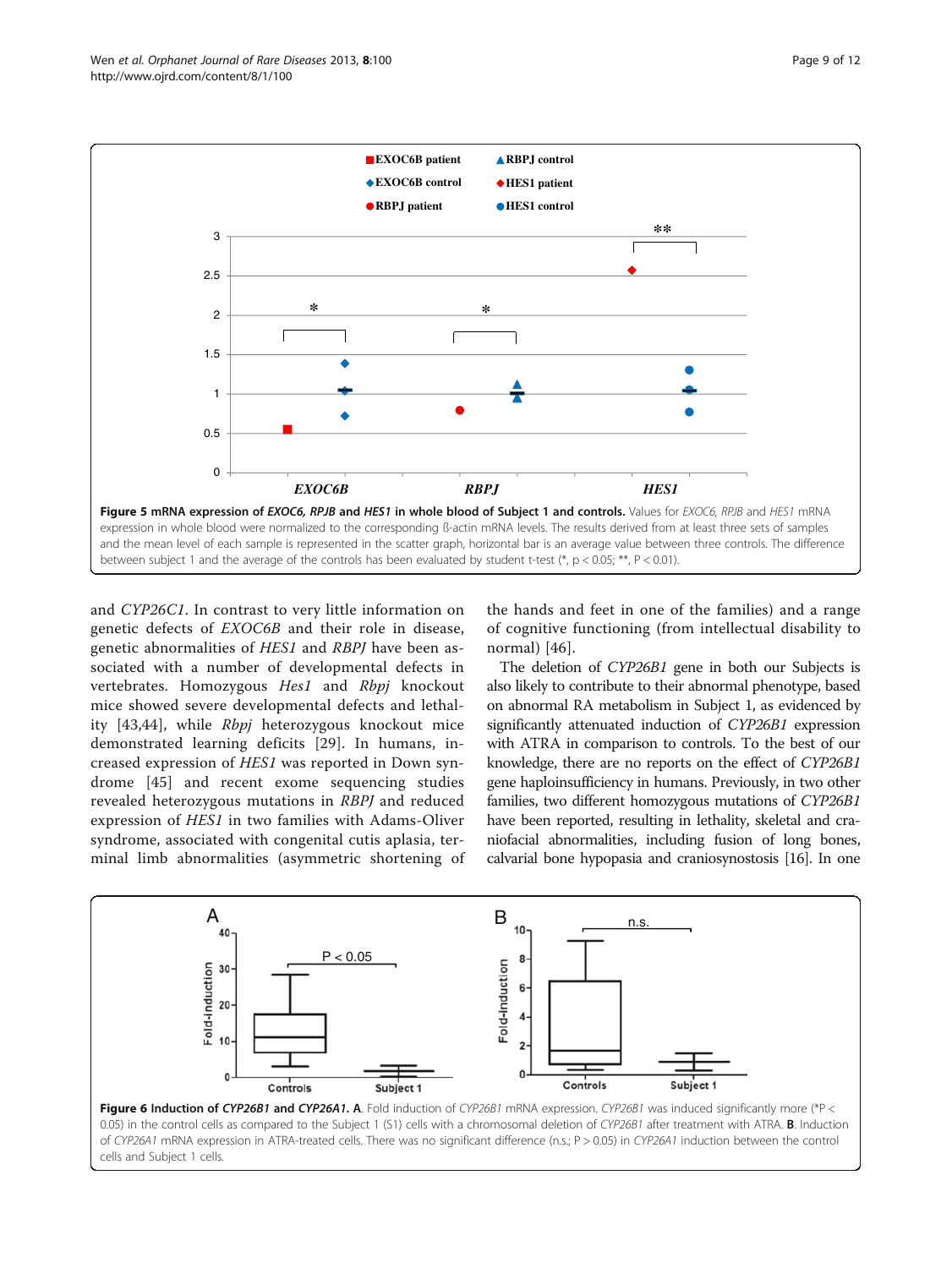**Figure 5 mRNA expression of *EXOC6, RPJB* and *HES1* in whole blood of Subject 1 and controls.** Values for *EXOC6, RPJB* and *HES1* mRNA expression in whole blood were normalized to the corresponding ß-actin mRNA levels. The results derived from at least three sets of samples and the mean level of each sample is represented in the scatter graph, horizontal bar is an average value between three controls. The difference between subject 1 and the average of the controls has been evaluated by student t-test (*, p < 0.05; **, P < 0.01).

and *CYP26C1*. In contrast to very little information on genetic defects of *EXOC6B* and their role in disease, genetic abnormalities of *HES1* and *RBPJ* have been associated with a number of developmental defects in vertebrates. Homozygous *Hes1* and *Rbpj* knockout mice showed severe developmental defects and lethality [43,44], while *Rbpj* heterozygous knockout mice demonstrated learning deficits [29]. In humans, increased expression of *HES1* was reported in Down syndrome [45] and recent exome sequencing studies revealed heterozygous mutations in *RBPJ* and reduced expression of *HES1* in two families with Adams-Oliver syndrome, associated with congenital cutis aplasia, terminal limb abnormalities (asymmetric shortening of the hands and feet in one of the families) and a range of cognitive functioning (from intellectual disability to normal) [46].

The deletion of *CYP26B1* gene in both our Subjects is also likely to contribute to their abnormal phenotype, based on abnormal RA metabolism in Subject 1, as evidenced by significantly attenuated induction of *CYP26B1* expression with ATRA in comparison to controls. To the best of our knowledge, there are no reports on the effect of *CYP26B1* gene haploinsufficiency in humans. Previously, in two other families, two different homozygous mutations of *CYP26B1* have been reported, resulting in lethality, skeletal and craniofacial abnormalities, including fusion of long bones, calvarial bone hypopasia and craniosynostosis [16]. In one

**Figure 6 Induction of *CYP26B1* and *CYP26A1*. A**. Fold induction of *CYP26B1* mRNA expression. *CYP26B1* was induced significantly more (*P < 0.05) in the control cells as compared to the Subject 1 (S1) cells with a chromosomal deletion of *CYP26B1* after treatment with ATRA. **B**. Induction of *CYP26A1* mRNA expression in ATRA-treated cells. There was no significant difference (n.s.; P > 0.05) in *CYP26A1* induction between the control cells and Subject 1 cells.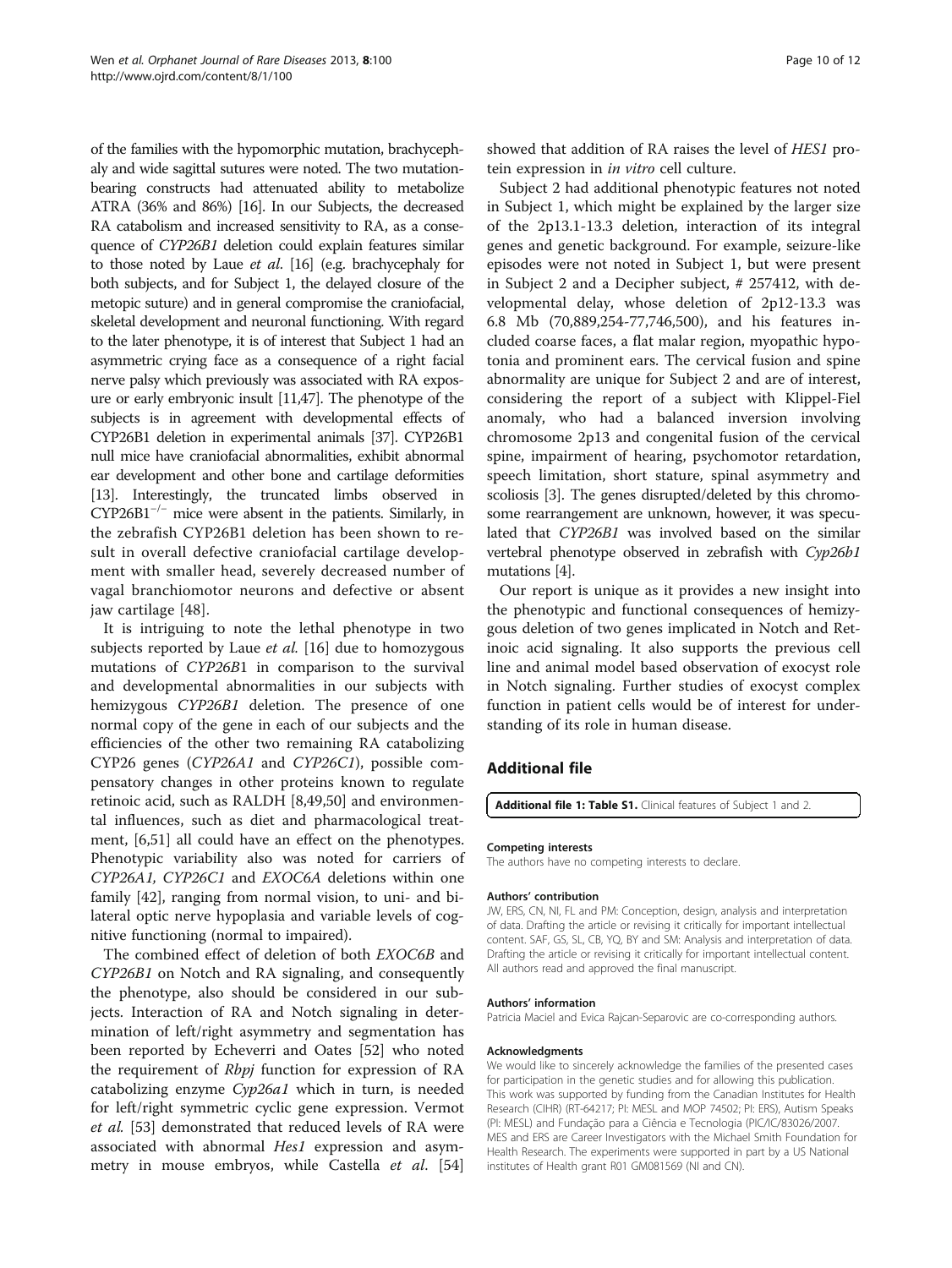of the families with the hypomorphic mutation, brachycephaly and wide sagittal sutures were noted. The two mutation-bearing constructs had attenuated ability to metabolize ATRA (36% and 86%) [16]. In our Subjects, the decreased RA catabolism and increased sensitivity to RA, as a consequence of *CYP26B1* deletion could explain features similar to those noted by Laue *et al.* [16] (e.g. brachycephaly for both subjects, and for Subject 1, the delayed closure of the metopic suture) and in general compromise the craniofacial, skeletal development and neuronal functioning. With regard to the later phenotype, it is of interest that Subject 1 had an asymmetric crying face as a consequence of a right facial nerve palsy which previously was associated with RA exposure or early embryonic insult [11,47]. The phenotype of the subjects is in agreement with developmental effects of CYP26B1 deletion in experimental animals [37]. CYP26B1 null mice have craniofacial abnormalities, exhibit abnormal ear development and other bone and cartilage deformities [13]. Interestingly, the truncated limbs observed in $CYP26B1^{-/-}$ mice were absent in the patients. Similarly, in the zebrafish CYP26B1 deletion has been shown to result in overall defective craniofacial cartilage development with smaller head, severely decreased number of vagal branchiomotor neurons and defective or absent jaw cartilage [48].

It is intriguing to note the lethal phenotype in two subjects reported by Laue *et al.* [16] due to homozygous mutations of *CYP26B*1 in comparison to the survival and developmental abnormalities in our subjects with hemizygous *CYP26B1* deletion. The presence of one normal copy of the gene in each of our subjects and the efficiencies of the other two remaining RA catabolizing CYP26 genes (*CYP26A1* and *CYP26C1*), possible compensatory changes in other proteins known to regulate retinoic acid, such as RALDH [8,49,50] and environmental influences, such as diet and pharmacological treatment, [6,51] all could have an effect on the phenotypes. Phenotypic variability also was noted for carriers of *CYP26A1, CYP26C1* and *EXOC6A* deletions within one family [42], ranging from normal vision, to uni- and bilateral optic nerve hypoplasia and variable levels of cognitive functioning (normal to impaired).

The combined effect of deletion of both *EXOC6B* and *CYP26B1* on Notch and RA signaling, and consequently the phenotype, also should be considered in our subjects. Interaction of RA and Notch signaling in determination of left/right asymmetry and segmentation has been reported by Echeverri and Oates [52] who noted the requirement of *Rbpj* function for expression of RA catabolizing enzyme *Cyp26a1* which in turn, is needed for left/right symmetric cyclic gene expression. Vermot *et al.* [53] demonstrated that reduced levels of RA were associated with abnormal *Hes1* expression and asymmetry in mouse embryos, while Castella *et al.* [54] showed that addition of RA raises the level of *HES1* protein expression in *in vitro* cell culture.

Subject 2 had additional phenotypic features not noted in Subject 1, which might be explained by the larger size of the 2p13.1-13.3 deletion, interaction of its integral genes and genetic background. For example, seizure-like episodes were not noted in Subject 1, but were present in Subject 2 and a Decipher subject, # 257412, with developmental delay, whose deletion of 2p12-13.3 was 6.8 Mb (70,889,254-77,746,500), and his features included coarse faces, a flat malar region, myopathic hypotonia and prominent ears. The cervical fusion and spine abnormality are unique for Subject 2 and are of interest, considering the report of a subject with Klippel-Fiel anomaly, who had a balanced inversion involving chromosome 2p13 and congenital fusion of the cervical spine, impairment of hearing, psychomotor retardation, speech limitation, short stature, spinal asymmetry and scoliosis [3]. The genes disrupted/deleted by this chromosome rearrangement are unknown, however, it was speculated that *CYP26B1* was involved based on the similar vertebral phenotype observed in zebrafish with *Cyp26b1* mutations [4].

Our report is unique as it provides a new insight into the phenotypic and functional consequences of hemizygous deletion of two genes implicated in Notch and Retinoic acid signaling. It also supports the previous cell line and animal model based observation of exocyst role in Notch signaling. Further studies of exocyst complex function in patient cells would be of interest for understanding of its role in human disease.

## Additional file

**Additional file 1: Table S1.** Clinical features of Subject 1 and 2.

#### Competing interests

The authors have no competing interests to declare.

#### Authors' contribution

JW, ERS, CN, NI, FL and PM: Conception, design, analysis and interpretation of data. Drafting the article or revising it critically for important intellectual content. SAF, GS, SL, CB, YQ, BY and SM: Analysis and interpretation of data. Drafting the article or revising it critically for important intellectual content. All authors read and approved the final manuscript.

#### Authors' information

Patricia Maciel and Evica Rajcan-Separovic are co-corresponding authors.

#### Acknowledgments

We would like to sincerely acknowledge the families of the presented cases for participation in the genetic studies and for allowing this publication. This work was supported by funding from the Canadian Institutes for Health Research (CIHR) (RT-64217; PI: MESL and MOP 74502; PI: ERS), Autism Speaks (PI: MESL) and Fundação para a Ciência e Tecnologia (PIC/IC/83026/2007. MES and ERS are Career Investigators with the Michael Smith Foundation for Health Research. The experiments were supported in part by a US National institutes of Health grant R01 GM081569 (NI and CN).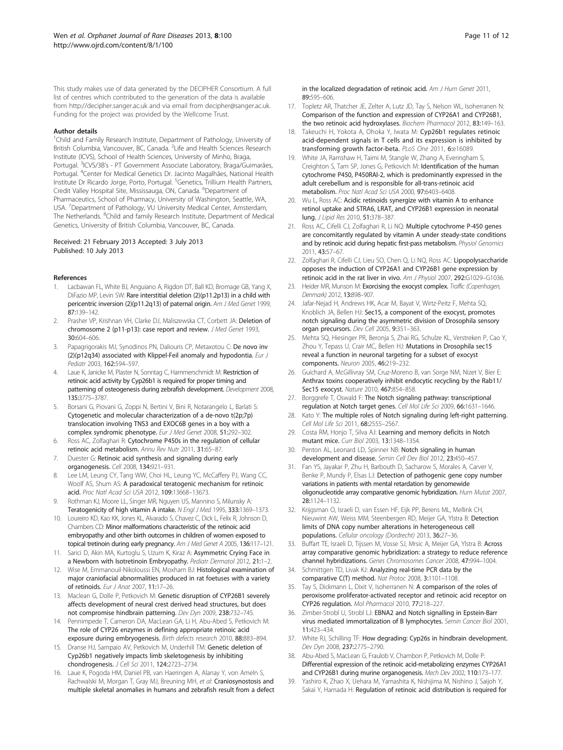This study makes use of data generated by the DECIPHER Consortium. A full list of centres which contributed to the generation of the data is available from http://decipher.sanger.ac.uk and via email from decipher@sanger.ac.uk. Funding for the project was provided by the Wellcome Trust.

#### Author details

[1]Child and Family Research Institute, Department of Pathology, University of British Columbia, Vancouver, BC, Canada. [2]Life and Health Sciences Research Institute (ICVS), School of Health Sciences, University of Minho, Braga, Portugal. [3]ICVS/3B's - PT Government Associate Laboratory, Braga/Guimarães, Portugal. [4]Center for Medical Genetics Dr. Jacinto Magalhães, National Health Institute Dr Ricardo Jorge, Porto, Portugal. [5]Genetics, Trillium Health Partners, Credit Valley Hospital Site, Mississauga, ON, Canada. [6]Department of Pharmaceutics, School of Pharmacy, University of Washington, Seattle, WA, USA. [7]Department of Pathology, VU University Medical Center, Amsterdam, The Netherlands. [8]Child and family Research Institute, Department of Medical Genetics, University of British Columbia, Vancouver, BC, Canada.

Received: 21 February 2013 Accepted: 3 July 2013
Published: 10 July 2013

#### References

1. Lacbawan FL, White BJ, Anguiano A, Rigdon DT, Ball KD, Bromage GB, Yang X, DiFazio MP, Levin SW: **Rare interstitial deletion (2)(p11.2p13) in a child with pericentric inversion (2)(p11.2q13) of paternal origin.** *Am J Med Genet* 1999, **87:**139–142.
2. Prasher VP, Krishnan VH, Clarke DJ, Maliszewska CT, Corbett JA: **Deletion of chromosome 2 (p11-p13): case report and review.** *J Med Genet* 1993, **30:**604–606.
3. Papagrigorakis MJ, Synodinos PN, Daliouris CP, Metaxotou C: **De novo inv (2)(p12q34) associated with Klippel-Feil anomaly and hypodontia.** *Eur J Pediatr* 2003, **162:**594–597.
4. Laue K, Janicke M, Plaster N, Sonntag C, Hammerschmidt M: **Restriction of retinoic acid activity by Cyp26b1 is required for proper timing and patterning of osteogenesis during zebrafish development.** *Development* 2008, **135:**3775–3787.
5. Borsani G, Piovani G, Zoppi N, Bertini V, Bini R, Notarangelo L, Barlati S: **Cytogenetic and molecular characterization of a de-novo t(2p;7p) translocation involving TNS3 and EXOC6B genes in a boy with a complex syndromic phenotype.** *Eur J Med Genet* 2008, **51:**292–302.
6. Ross AC, Zolfaghari R: **Cytochrome P450s in the regulation of cellular retinoic acid metabolism.** *Annu Rev Nutr* 2011, **31:**65–87.
7. Duester G: **Retinoic acid synthesis and signaling during early organogenesis.** *Cell* 2008, **134:**921–931.
8. Lee LM, Leung CY, Tang WW, Choi HL, Leung YC, McCaffery PJ, Wang CC, Woolf AS, Shum AS: **A paradoxical teratogenic mechanism for retinoic acid.** *Proc Natl Acad Sci USA* 2012, **109:**13668–13673.
9. Rothman KJ, Moore LL, Singer MR, Nguyen US, Mannino S, Milunsky A: **Teratogenicity of high vitamin A intake.** *N Engl J Med* 1995, **333:**1369–1373.
10. Loureiro KD, Kao KK, Jones KL, Alvarado S, Chavez C, Dick L, Felix R, Johnson D, Chambers CD: **Minor malformations characteristic of the retinoic acid embryopathy and other birth outcomes in children of women exposed to topical tretinoin during early pregnancy.** *Am J Med Genet A* 2005, **136:**117–121.
11. Sarici D, Akin MA, Kurtoglu S, Uzum K, Kiraz A: **Asymmetric Crying Face in a Newborn with Isotretinoin Embryopathy.** *Pediatr Dermatol* 2012, **21:**1–2.
12. Wise M, Emmanouil-Nikoloussi EN, Moxham BJ: **Histological examination of major craniofacial abnormalities produced in rat foetuses with a variety of retinoids.** *Eur J Anat* 2007, **11:**17–26.
13. Maclean G, Dolle P, Petkovich M: **Genetic disruption of CYP26B1 severely affects development of neural crest derived head structures, but does not compromise hindbrain patterning.** *Dev Dyn* 2009, **238:**732–745.
14. Pennimpede T, Cameron DA, MacLean GA, Li H, Abu-Abed S, Petkovich M: **The role of CYP26 enzymes in defining appropriate retinoic acid exposure during embryogenesis.** *Birth defects research* 2010, **88:**883–894.
15. Dranse HJ, Sampaio AV, Petkovich M, Underhill TM: **Genetic deletion of Cyp26b1 negatively impacts limb skeletogenesis by inhibiting chondrogenesis.** *J Cell Sci* 2011, **124:**2723–2734.
16. Laue K, Pogoda HM, Daniel PB, van Haeringen A, Alanay Y, von Ameln S, Rachwalski M, Morgan T, Gray MJ, Breuning MH, *et al*: **Craniosynostosis and multiple skeletal anomalies in humans and zebrafish result from a defect in the localized degradation of retinoic acid.** *Am J Hum Genet* 2011, **89:**595–606.
17. Topletz AR, Thatcher JE, Zelter A, Lutz JD, Tay S, Nelson WL, Isoherranen N: **Comparison of the function and expression of CYP26A1 and CYP26B1, the two retinoic acid hydroxylases.** *Biochem Pharmacol* 2012, **83:**149–163.
18. Takeuchi H, Yokota A, Ohoka Y, Iwata M: **Cyp26b1 regulates retinoic acid-dependent signals in T cells and its expression is inhibited by transforming growth factor-beta.** *PLoS One* 2011, **6:**e16089.
19. White JA, Ramshaw H, Taimi M, Stangle W, Zhang A, Everingham S, Creighton S, Tam SP, Jones G, Petkovich M: **Identification of the human cytochrome P450, P450RAI-2, which is predominantly expressed in the adult cerebellum and is responsible for all-trans-retinoic acid metabolism.** *Proc Natl Acad Sci USA* 2000, **97:**6403–6408.
20. Wu L, Ross AC: **Acidic retinoids synergize with vitamin A to enhance retinol uptake and STRA6, LRAT, and CYP26B1 expression in neonatal lung.** *J Lipid Res* 2010, **51:**378–387.
21. Ross AC, Cifelli CJ, Zolfaghari R, Li NQ: **Multiple cytochrome P-450 genes are concomitantly regulated by vitamin A under steady-state conditions and by retinoic acid during hepatic first-pass metabolism.** *Physiol Genomics* 2011, **43:**57–67.
22. Zolfaghari R, Cifelli CJ, Lieu SO, Chen Q, Li NQ, Ross AC: **Lipopolysaccharide opposes the induction of CYP26A1 and CYP26B1 gene expression by retinoic acid in the rat liver in vivo.** *Am J Physiol* 2007, **292:**G1029–G1036.
23. Heider MR, Munson M: **Exorcising the exocyst complex.** *Traffic (Copenhagen, Denmark)* 2012, **13:**898–907.
24. Jafar-Nejad H, Andrews HK, Acar M, Bayat V, Wirtz-Peitz F, Mehta SQ, Knoblich JA, Bellen HJ: **Sec15, a component of the exocyst, promotes notch signaling during the asymmetric division of Drosophila sensory organ precursors.** *Dev Cell* 2005, **9:**351–363.
25. Mehta SQ, Hiesinger PR, Beronja S, Zhai RG, Schulze KL, Verstreken P, Cao Y, Zhou Y, Tepass U, Crair MC, Bellen HJ: **Mutations in Drosophila sec15 reveal a function in neuronal targeting for a subset of exocyst components.** *Neuron* 2005, **46:**219–232.
26. Guichard A, McGillivray SM, Cruz-Moreno B, van Sorge NM, Nizet V, Bier E: **Anthrax toxins cooperatively inhibit endocytic recycling by the Rab11/Sec15 exocyst.** *Nature* 2010, **467:**854–858.
27. Borggrefe T, Oswald F: **The Notch signaling pathway: transcriptional regulation at Notch target genes.** *Cell Mol Life Sci* 2009, **66:**1631–1646.
28. Kato Y: **The multiple roles of Notch signaling during left-right patterning.** *Cell Mol Life Sci* 2011, **68:**2555–2567.
29. Costa RM, Honjo T, Silva AJ: **Learning and memory deficits in Notch mutant mice.** *Curr Biol* 2003, **13:**1348–1354.
30. Penton AL, Leonard LD, Spinner NB: **Notch signaling in human development and disease.** *Semin Cell Dev Biol* 2012, **23:**450–457.
31. Fan YS, Jayakar P, Zhu H, Barbouth D, Sacharow S, Morales A, Carver V, Benke P, Mundy P, Elsas LJ: **Detection of pathogenic gene copy number variations in patients with mental retardation by genomewide oligonucleotide array comparative genomic hybridization.** *Hum Mutat* 2007, **28:**1124–1132.
32. Krijgsman O, Israeli D, van Essen HF, Eijk PP, Berens ML, Mellink CH, Nieuwint AW, Weiss MM, Steenbergen RD, Meijer GA, Ylstra B: **Detection limits of DNA copy number alterations in heterogeneous cell populations.** *Cellular oncology (Dordrecht)* 2013, **36:**27–36.
33. Buffart TE, Israeli D, Tijssen M, Vosse SJ, Mrsic A, Meijer GA, Ylstra B: **Across array comparative genomic hybridization: a strategy to reduce reference channel hybridizations.** *Genes Chromosomes Cancer* 2008, **47:**994–1004.
34. Schmittgen TD, Livak KJ: **Analyzing real-time PCR data by the comparative C(T) method.** *Nat Protoc* 2008, **3:**1101–1108.
35. Tay S, Dickmann L, Dixit V, Isoherranen N: **A comparison of the roles of peroxisome proliferator-activated receptor and retinoic acid receptor on CYP26 regulation.** *Mol Pharmacol* 2010, **77:**218–227.
36. Zimber-Strobl U, Strobl LJ: **EBNA2 and Notch signalling in Epstein-Barr virus mediated immortalization of B lymphocytes.** *Semin Cancer Biol* 2001, **11:**423–434.
37. White RJ, Schilling TF: **How degrading: Cyp26s in hindbrain development.** *Dev Dyn* 2008, **237:**2775–2790.
38. Abu-Abed S, MacLean G, Fraulob V, Chambon P, Petkovich M, Dolle P: **Differential expression of the retinoic acid-metabolizing enzymes CYP26A1 and CYP26B1 during murine organogenesis.** *Mech Dev* 2002, **110:**173–177.
39. Yashiro K, Zhao X, Uehara M, Yamashita K, Nishijima M, Nishino J, Saijoh Y, Sakai Y, Hamada H: **Regulation of retinoic acid distribution is required for**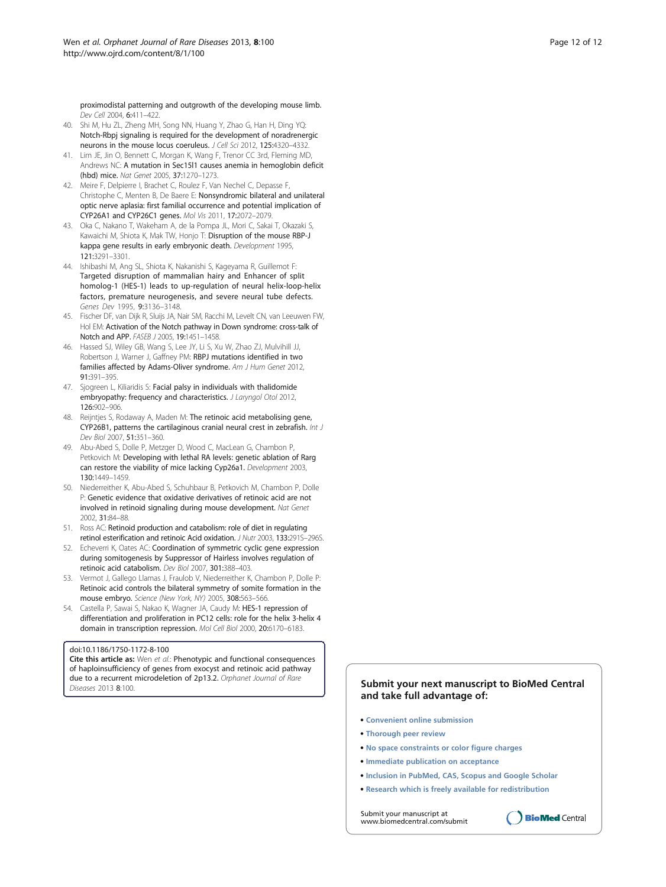proximodistal patterning and outgrowth of the developing mouse limb. *Dev Cell* 2004, **6**:411–422.

40. Shi M, Hu ZL, Zheng MH, Song NN, Huang Y, Zhao G, Han H, Ding YQ: Notch-Rbpj signaling is required for the development of noradrenergic neurons in the mouse locus coeruleus. *J Cell Sci* 2012, **125**:4320–4332.
41. Lim JE, Jin O, Bennett C, Morgan K, Wang F, Trenor CC 3rd, Fleming MD, Andrews NC: A mutation in Sec15l1 causes anemia in hemoglobin deficit (hbd) mice. *Nat Genet* 2005, **37**:1270–1273.
42. Meire F, Delpierre I, Brachet C, Roulez F, Van Nechel C, Depasse F, Christophe C, Menten B, De Baere E: Nonsyndromic bilateral and unilateral optic nerve aplasia: first familial occurrence and potential implication of CYP26A1 and CYP26C1 genes. *Mol Vis* 2011, **17**:2072–2079.
43. Oka C, Nakano T, Wakeham A, de la Pompa JL, Mori C, Sakai T, Okazaki S, Kawaichi M, Shiota K, Mak TW, Honjo T: Disruption of the mouse RBP-J kappa gene results in early embryonic death. *Development* 1995, **121**:3291–3301.
44. Ishibashi M, Ang SL, Shiota K, Nakanishi S, Kageyama R, Guillemot F: Targeted disruption of mammalian hairy and Enhancer of split homolog-1 (HES-1) leads to up-regulation of neural helix-loop-helix factors, premature neurogenesis, and severe neural tube defects. *Genes Dev* 1995, **9**:3136–3148.
45. Fischer DF, van Dijk R, Sluijs JA, Nair SM, Racchi M, Levelt CN, van Leeuwen FW, Hol EM: Activation of the Notch pathway in Down syndrome: cross-talk of Notch and APP. *FASEB J* 2005, **19**:1451–1458.
46. Hassed SJ, Wiley GB, Wang S, Lee JY, Li S, Xu W, Zhao ZJ, Mulvihill JJ, Robertson J, Warner J, Gaffney PM: RBPJ mutations identified in two families affected by Adams-Oliver syndrome. *Am J Hum Genet* 2012, **91**:391–395.
47. Sjogreen L, Kiliaridis S: Facial palsy in individuals with thalidomide embryopathy: frequency and characteristics. *J Laryngol Otol* 2012, **126**:902–906.
48. Reijntjes S, Rodaway A, Maden M: The retinoic acid metabolising gene, CYP26B1, patterns the cartilaginous cranial neural crest in zebrafish. *Int J Dev Biol* 2007, **51**:351–360.
49. Abu-Abed S, Dolle P, Metzger D, Wood C, MacLean G, Chambon P, Petkovich M: Developing with lethal RA levels: genetic ablation of Rarg can restore the viability of mice lacking Cyp26a1. *Development* 2003, **130**:1449–1459.
50. Niederreither K, Abu-Abed S, Schuhbaur B, Petkovich M, Chambon P, Dolle P: Genetic evidence that oxidative derivatives of retinoic acid are not involved in retinoid signaling during mouse development. *Nat Genet* 2002, **31**:84–88.
51. Ross AC: Retinoid production and catabolism: role of diet in regulating retinol esterification and retinoic Acid oxidation. *J Nutr* 2003, **133**:291S–296S.
52. Echeverri K, Oates AC: Coordination of symmetric cyclic gene expression during somitogenesis by Suppressor of Hairless involves regulation of retinoic acid catabolism. *Dev Biol* 2007, **301**:388–403.
53. Vermot J, Gallego Llamas J, Fraulob V, Niederreither K, Chambon P, Dolle P: Retinoic acid controls the bilateral symmetry of somite formation in the mouse embryo. *Science (New York, NY)* 2005, **308**:563–566.
54. Castella P, Sawai S, Nakao K, Wagner JA, Caudy M: HES-1 repression of differentiation and proliferation in PC12 cells: role for the helix 3-helix 4 domain in transcription repression. *Mol Cell Biol* 2000, **20**:6170–6183.

doi:10.1186/1750-1172-8-100

**Cite this article as:** Wen *et al.*: Phenotypic and functional consequences of haploinsufficiency of genes from exocyst and retinoic acid pathway due to a recurrent microdeletion of 2p13.2. *Orphanet Journal of Rare Diseases* 2013 **8**:100.

**Submit your next manuscript to BioMed Central and take full advantage of:**

- **Convenient online submission**
- **Thorough peer review**
- **No space constraints or color figure charges**
- **Immediate publication on acceptance**
- **Inclusion in PubMed, CAS, Scopus and Google Scholar**
- **Research which is freely available for redistribution**

Submit your manuscript at
www.biomedcentral.com/submit

BioMed Central